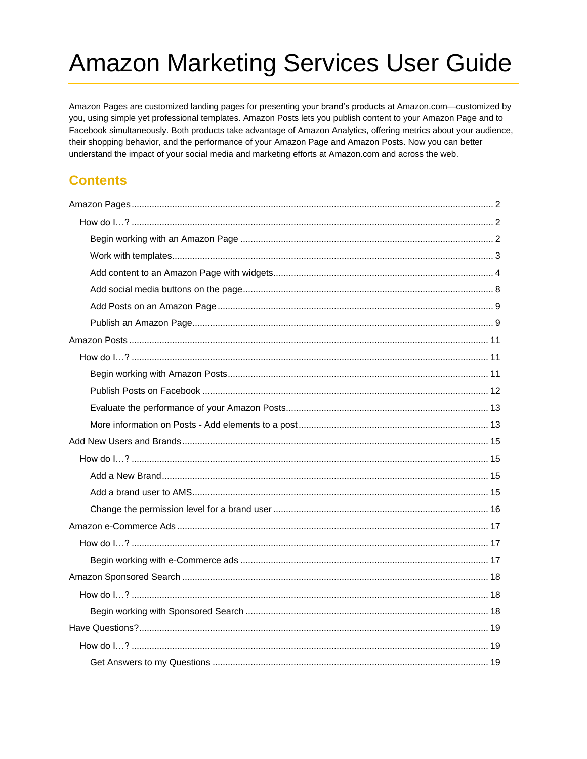# Amazon Marketing Services User Guide

Amazon Pages are customized landing pages for presenting your brand's products at Amazon.com—customized by you, using simple yet professional templates. Amazon Posts lets you publish content to your Amazon Page and to Facebook simultaneously. Both products take advantage of Amazon Analytics, offering metrics about your audience, their shopping behavior, and the performance of your Amazon Page and Amazon Posts. Now you can better understand the impact of your social media and marketing efforts at Amazon.com and across the web.

## Contents

- Amazon Pages ... 2
  - How do I…? ... 2
    - Begin working with an Amazon Page ... 2
    - Work with templates ... 3
    - Add content to an Amazon Page with widgets ... 4
    - Add social media buttons on the page ... 8
    - Add Posts on an Amazon Page ... 9
    - Publish an Amazon Page ... 9
- Amazon Posts ... 11
  - How do I…? ... 11
    - Begin working with Amazon Posts ... 11
    - Publish Posts on Facebook ... 12
    - Evaluate the performance of your Amazon Posts ... 13
    - More information on Posts - Add elements to a post ... 13
- Add New Users and Brands ... 15
  - How do I…? ... 15
    - Add a New Brand ... 15
    - Add a brand user to AMS ... 15
    - Change the permission level for a brand user ... 16
- Amazon e-Commerce Ads ... 17
  - How do I…? ... 17
    - Begin working with e-Commerce ads ... 17
- Amazon Sponsored Search ... 18
  - How do I…? ... 18
    - Begin working with Sponsored Search ... 18
- Have Questions? ... 19
  - How do I…? ... 19
    - Get Answers to my Questions ... 19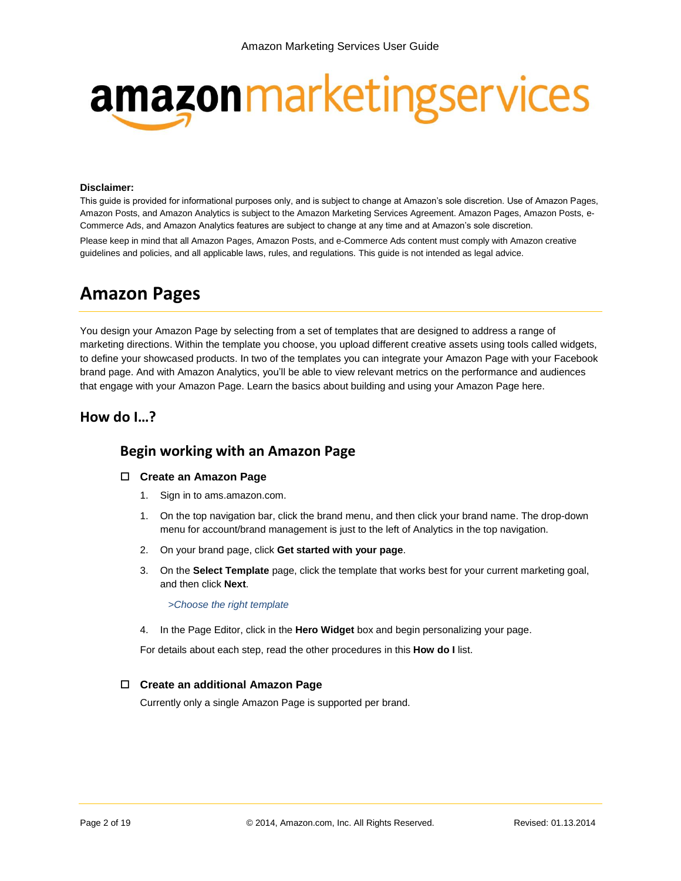# amazonmarketingservices

**Disclaimer:**

This guide is provided for informational purposes only, and is subject to change at Amazon's sole discretion. Use of Amazon Pages, Amazon Posts, and Amazon Analytics is subject to the Amazon Marketing Services Agreement. Amazon Pages, Amazon Posts, e-Commerce Ads, and Amazon Analytics features are subject to change at any time and at Amazon's sole discretion.

Please keep in mind that all Amazon Pages, Amazon Posts, and e-Commerce Ads content must comply with Amazon creative guidelines and policies, and all applicable laws, rules, and regulations. This guide is not intended as legal advice.

# Amazon Pages

You design your Amazon Page by selecting from a set of templates that are designed to address a range of marketing directions. Within the template you choose, you upload different creative assets using tools called widgets, to define your showcased products. In two of the templates you can integrate your Amazon Page with your Facebook brand page. And with Amazon Analytics, you'll be able to view relevant metrics on the performance and audiences that engage with your Amazon Page. Learn the basics about building and using your Amazon Page here.

## How do I…?

### Begin working with an Amazon Page

- ☐ **Create an Amazon Page**

1. Sign in to ams.amazon.com.
1. On the top navigation bar, click the brand menu, and then click your brand name. The drop-down menu for account/brand management is just to the left of Analytics in the top navigation.
2. On your brand page, click **Get started with your page**.
3. On the **Select Template** page, click the template that works best for your current marketing goal, and then click **Next**.

   *>Choose the right template*

4. In the Page Editor, click in the **Hero Widget** box and begin personalizing your page.

For details about each step, read the other procedures in this **How do I** list.

- ☐ **Create an additional Amazon Page**

Currently only a single Amazon Page is supported per brand.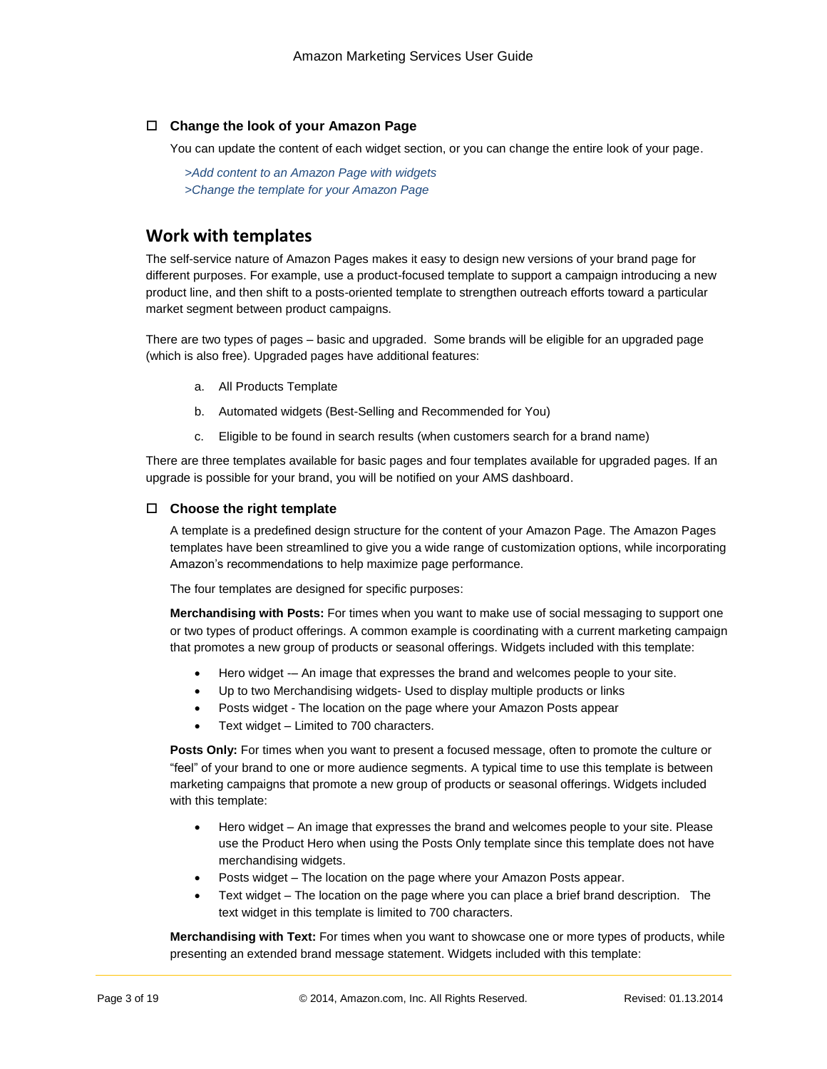### ☐ Change the look of your Amazon Page

You can update the content of each widget section, or you can change the entire look of your page.

*>Add content to an Amazon Page with widgets*
*>Change the template for your Amazon Page*

## Work with templates

The self-service nature of Amazon Pages makes it easy to design new versions of your brand page for different purposes. For example, use a product-focused template to support a campaign introducing a new product line, and then shift to a posts-oriented template to strengthen outreach efforts toward a particular market segment between product campaigns.

There are two types of pages – basic and upgraded. Some brands will be eligible for an upgraded page (which is also free). Upgraded pages have additional features:

a. All Products Template
b. Automated widgets (Best-Selling and Recommended for You)
c. Eligible to be found in search results (when customers search for a brand name)

There are three templates available for basic pages and four templates available for upgraded pages. If an upgrade is possible for your brand, you will be notified on your AMS dashboard.

### ☐ Choose the right template

A template is a predefined design structure for the content of your Amazon Page. The Amazon Pages templates have been streamlined to give you a wide range of customization options, while incorporating Amazon's recommendations to help maximize page performance.

The four templates are designed for specific purposes:

**Merchandising with Posts:** For times when you want to make use of social messaging to support one or two types of product offerings. A common example is coordinating with a current marketing campaign that promotes a new group of products or seasonal offerings. Widgets included with this template:

- Hero widget -– An image that expresses the brand and welcomes people to your site.
- Up to two Merchandising widgets- Used to display multiple products or links
- Posts widget - The location on the page where your Amazon Posts appear
- Text widget – Limited to 700 characters.

**Posts Only:** For times when you want to present a focused message, often to promote the culture or "feel" of your brand to one or more audience segments. A typical time to use this template is between marketing campaigns that promote a new group of products or seasonal offerings. Widgets included with this template:

- Hero widget – An image that expresses the brand and welcomes people to your site. Please use the Product Hero when using the Posts Only template since this template does not have merchandising widgets.
- Posts widget – The location on the page where your Amazon Posts appear.
- Text widget – The location on the page where you can place a brief brand description. The text widget in this template is limited to 700 characters.

**Merchandising with Text:** For times when you want to showcase one or more types of products, while presenting an extended brand message statement. Widgets included with this template: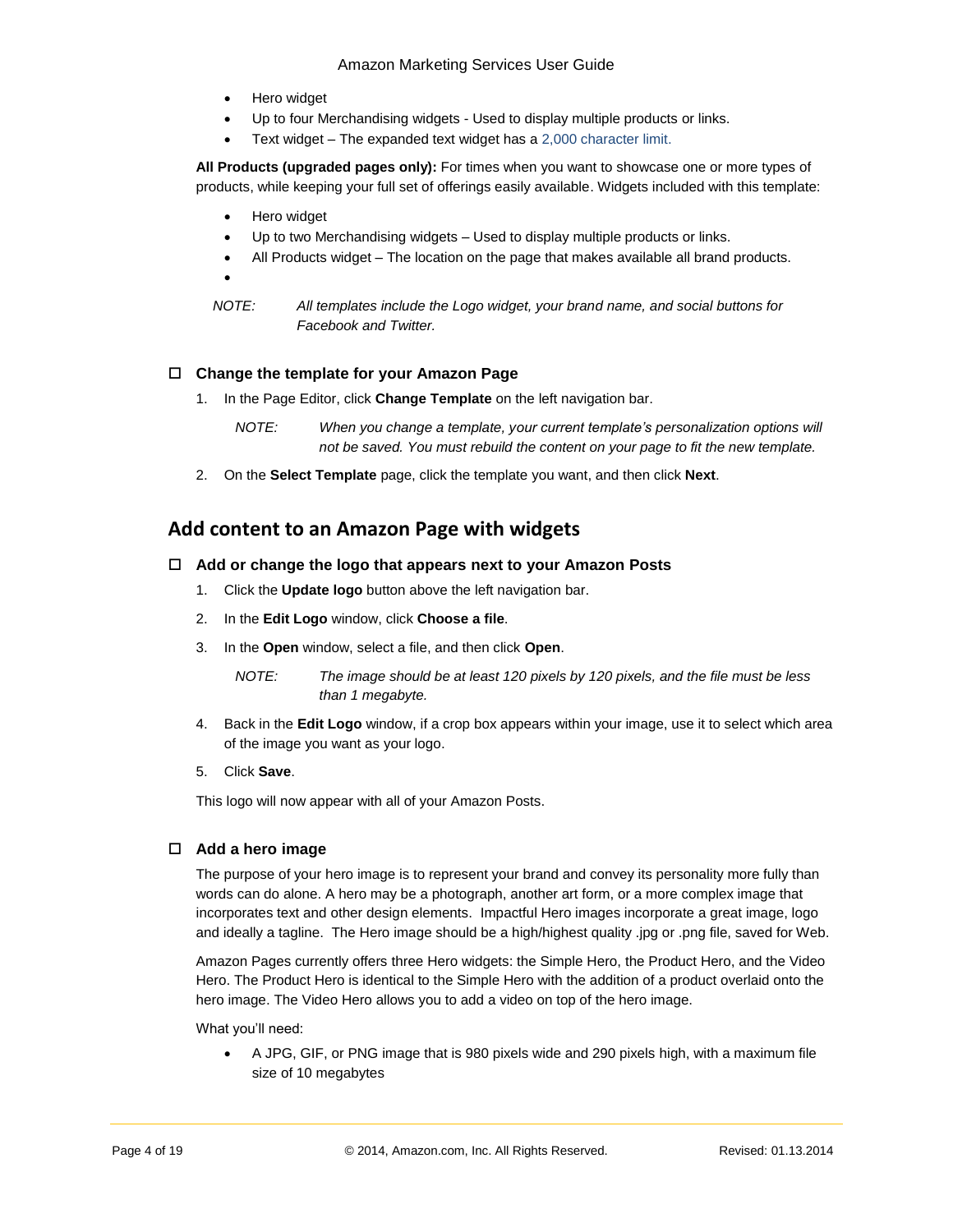- Hero widget
- Up to four Merchandising widgets - Used to display multiple products or links.
- Text widget – The expanded text widget has a 2,000 character limit.

**All Products (upgraded pages only):** For times when you want to showcase one or more types of products, while keeping your full set of offerings easily available. Widgets included with this template:

- Hero widget
- Up to two Merchandising widgets – Used to display multiple products or links.
- All Products widget – The location on the page that makes available all brand products.
- 

*NOTE: All templates include the Logo widget, your brand name, and social buttons for Facebook and Twitter.*

### ☐ Change the template for your Amazon Page

1. In the Page Editor, click **Change Template** on the left navigation bar.

   *NOTE: When you change a template, your current template's personalization options will not be saved. You must rebuild the content on your page to fit the new template.*

2. On the **Select Template** page, click the template you want, and then click **Next**.

## Add content to an Amazon Page with widgets

### ☐ Add or change the logo that appears next to your Amazon Posts

1. Click the **Update logo** button above the left navigation bar.
2. In the **Edit Logo** window, click **Choose a file**.
3. In the **Open** window, select a file, and then click **Open**.

   *NOTE: The image should be at least 120 pixels by 120 pixels, and the file must be less than 1 megabyte.*

4. Back in the **Edit Logo** window, if a crop box appears within your image, use it to select which area of the image you want as your logo.
5. Click **Save**.

This logo will now appear with all of your Amazon Posts.

### ☐ Add a hero image

The purpose of your hero image is to represent your brand and convey its personality more fully than words can do alone. A hero may be a photograph, another art form, or a more complex image that incorporates text and other design elements. Impactful Hero images incorporate a great image, logo and ideally a tagline. The Hero image should be a high/highest quality .jpg or .png file, saved for Web.

Amazon Pages currently offers three Hero widgets: the Simple Hero, the Product Hero, and the Video Hero. The Product Hero is identical to the Simple Hero with the addition of a product overlaid onto the hero image. The Video Hero allows you to add a video on top of the hero image.

What you'll need:

- A JPG, GIF, or PNG image that is 980 pixels wide and 290 pixels high, with a maximum file size of 10 megabytes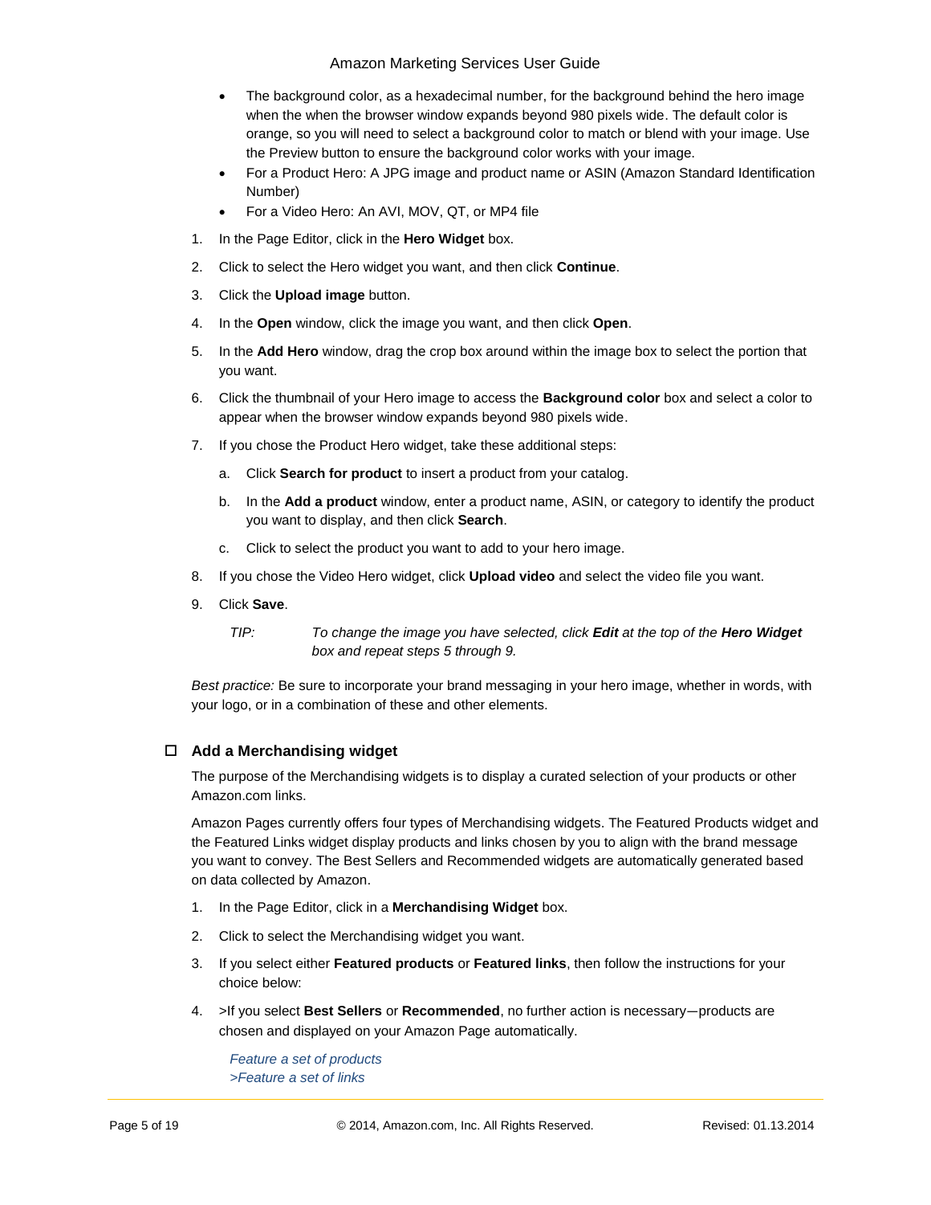- The background color, as a hexadecimal number, for the background behind the hero image when the when the browser window expands beyond 980 pixels wide. The default color is orange, so you will need to select a background color to match or blend with your image. Use the Preview button to ensure the background color works with your image.
- For a Product Hero: A JPG image and product name or ASIN (Amazon Standard Identification Number)
- For a Video Hero: An AVI, MOV, QT, or MP4 file

1. In the Page Editor, click in the **Hero Widget** box.
2. Click to select the Hero widget you want, and then click **Continue**.
3. Click the **Upload image** button.
4. In the **Open** window, click the image you want, and then click **Open**.
5. In the **Add Hero** window, drag the crop box around within the image box to select the portion that you want.
6. Click the thumbnail of your Hero image to access the **Background color** box and select a color to appear when the browser window expands beyond 980 pixels wide.
7. If you chose the Product Hero widget, take these additional steps:
   a. Click **Search for product** to insert a product from your catalog.
   b. In the **Add a product** window, enter a product name, ASIN, or category to identify the product you want to display, and then click **Search**.
   c. Click to select the product you want to add to your hero image.
8. If you chose the Video Hero widget, click **Upload video** and select the video file you want.
9. Click **Save**.

   *TIP: To change the image you have selected, click **Edit** at the top of the **Hero Widget** box and repeat steps 5 through 9.*

*Best practice:* Be sure to incorporate your brand messaging in your hero image, whether in words, with your logo, or in a combination of these and other elements.

### ☐ Add a Merchandising widget

The purpose of the Merchandising widgets is to display a curated selection of your products or other Amazon.com links.

Amazon Pages currently offers four types of Merchandising widgets. The Featured Products widget and the Featured Links widget display products and links chosen by you to align with the brand message you want to convey. The Best Sellers and Recommended widgets are automatically generated based on data collected by Amazon.

1. In the Page Editor, click in a **Merchandising Widget** box.
2. Click to select the Merchandising widget you want.
3. If you select either **Featured products** or **Featured links**, then follow the instructions for your choice below:
4. >If you select **Best Sellers** or **Recommended**, no further action is necessary—products are chosen and displayed on your Amazon Page automatically.

   *Feature a set of products*
   *>Feature a set of links*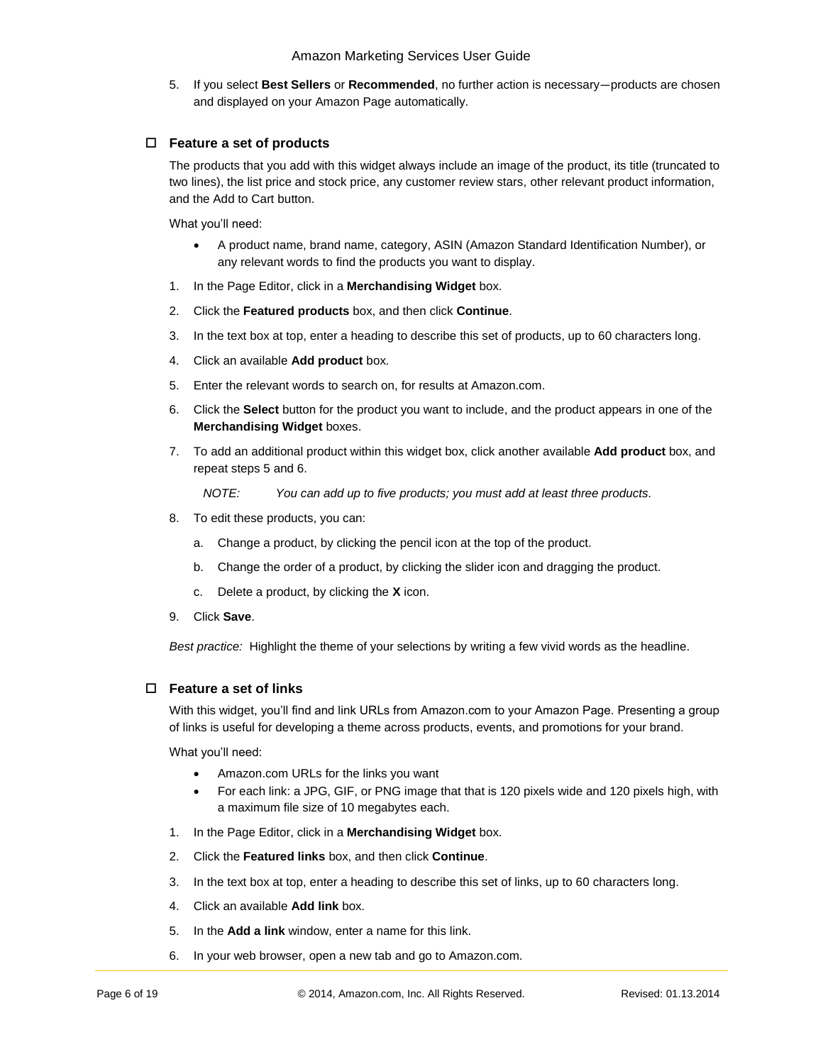5. If you select **Best Sellers** or **Recommended**, no further action is necessary—products are chosen and displayed on your Amazon Page automatically.

### ☐ Feature a set of products

The products that you add with this widget always include an image of the product, its title (truncated to two lines), the list price and stock price, any customer review stars, other relevant product information, and the Add to Cart button.

What you'll need:

- A product name, brand name, category, ASIN (Amazon Standard Identification Number), or any relevant words to find the products you want to display.

1. In the Page Editor, click in a **Merchandising Widget** box.
2. Click the **Featured products** box, and then click **Continue**.
3. In the text box at top, enter a heading to describe this set of products, up to 60 characters long.
4. Click an available **Add product** box.
5. Enter the relevant words to search on, for results at Amazon.com.
6. Click the **Select** button for the product you want to include, and the product appears in one of the **Merchandising Widget** boxes.
7. To add an additional product within this widget box, click another available **Add product** box, and repeat steps 5 and 6.

   *NOTE: You can add up to five products; you must add at least three products.*

8. To edit these products, you can:
   a. Change a product, by clicking the pencil icon at the top of the product.
   b. Change the order of a product, by clicking the slider icon and dragging the product.
   c. Delete a product, by clicking the **X** icon.
9. Click **Save**.

*Best practice:* Highlight the theme of your selections by writing a few vivid words as the headline.

### ☐ Feature a set of links

With this widget, you'll find and link URLs from Amazon.com to your Amazon Page. Presenting a group of links is useful for developing a theme across products, events, and promotions for your brand.

What you'll need:

- Amazon.com URLs for the links you want
- For each link: a JPG, GIF, or PNG image that that is 120 pixels wide and 120 pixels high, with a maximum file size of 10 megabytes each.

1. In the Page Editor, click in a **Merchandising Widget** box.
2. Click the **Featured links** box, and then click **Continue**.
3. In the text box at top, enter a heading to describe this set of links, up to 60 characters long.
4. Click an available **Add link** box.
5. In the **Add a link** window, enter a name for this link.
6. In your web browser, open a new tab and go to Amazon.com.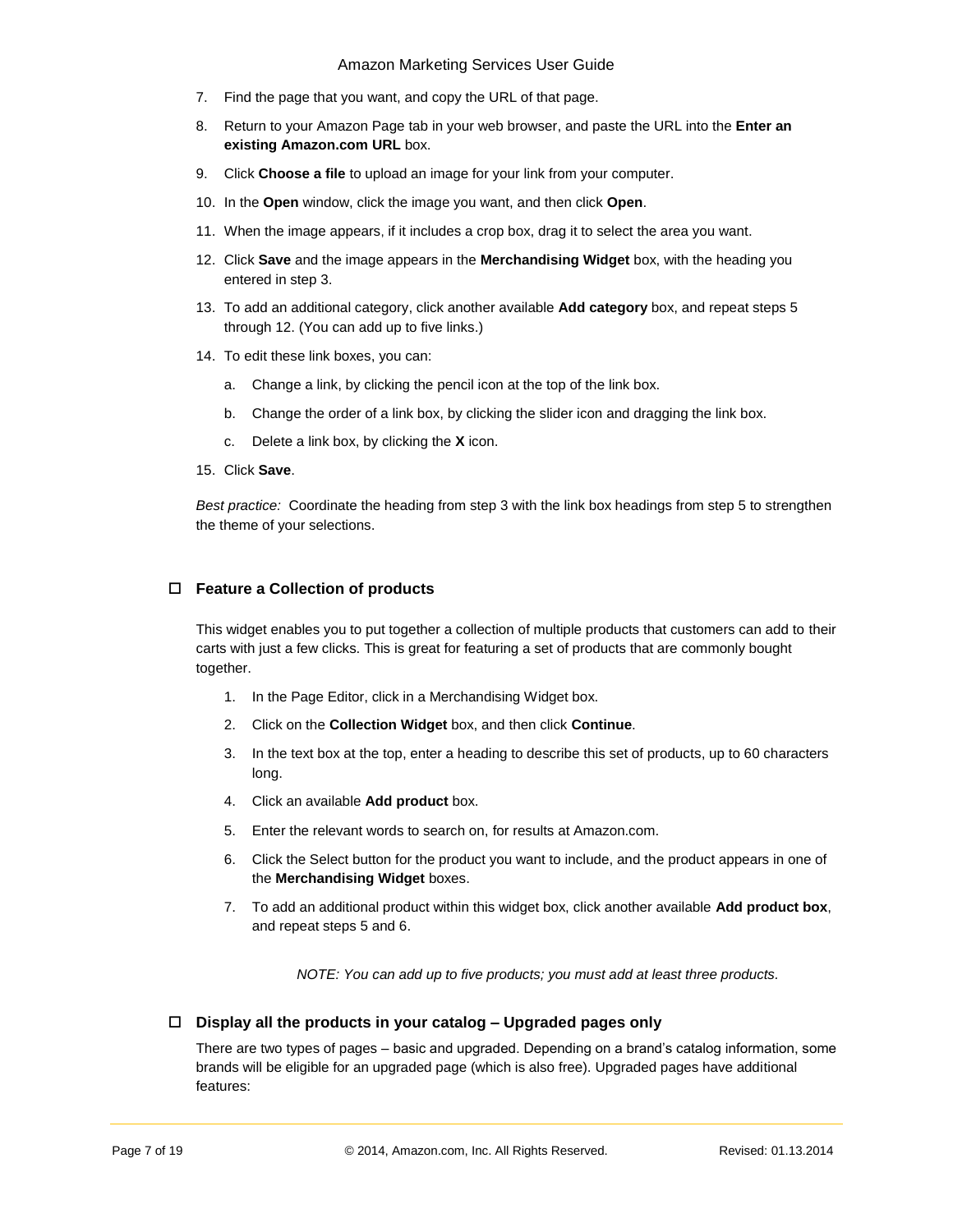7. Find the page that you want, and copy the URL of that page.
8. Return to your Amazon Page tab in your web browser, and paste the URL into the **Enter an existing Amazon.com URL** box.
9. Click **Choose a file** to upload an image for your link from your computer.
10. In the **Open** window, click the image you want, and then click **Open**.
11. When the image appears, if it includes a crop box, drag it to select the area you want.
12. Click **Save** and the image appears in the **Merchandising Widget** box, with the heading you entered in step 3.
13. To add an additional category, click another available **Add category** box, and repeat steps 5 through 12. (You can add up to five links.)
14. To edit these link boxes, you can:
    a. Change a link, by clicking the pencil icon at the top of the link box.
    b. Change the order of a link box, by clicking the slider icon and dragging the link box.
    c. Delete a link box, by clicking the **X** icon.
15. Click **Save**.

*Best practice:* Coordinate the heading from step 3 with the link box headings from step 5 to strengthen the theme of your selections.

### ☐ Feature a Collection of products

This widget enables you to put together a collection of multiple products that customers can add to their carts with just a few clicks. This is great for featuring a set of products that are commonly bought together.

1. In the Page Editor, click in a Merchandising Widget box.
2. Click on the **Collection Widget** box, and then click **Continue**.
3. In the text box at the top, enter a heading to describe this set of products, up to 60 characters long.
4. Click an available **Add product** box.
5. Enter the relevant words to search on, for results at Amazon.com.
6. Click the Select button for the product you want to include, and the product appears in one of the **Merchandising Widget** boxes.
7. To add an additional product within this widget box, click another available **Add product box**, and repeat steps 5 and 6.

*NOTE: You can add up to five products; you must add at least three products.*

### ☐ Display all the products in your catalog – Upgraded pages only

There are two types of pages – basic and upgraded. Depending on a brand's catalog information, some brands will be eligible for an upgraded page (which is also free). Upgraded pages have additional features: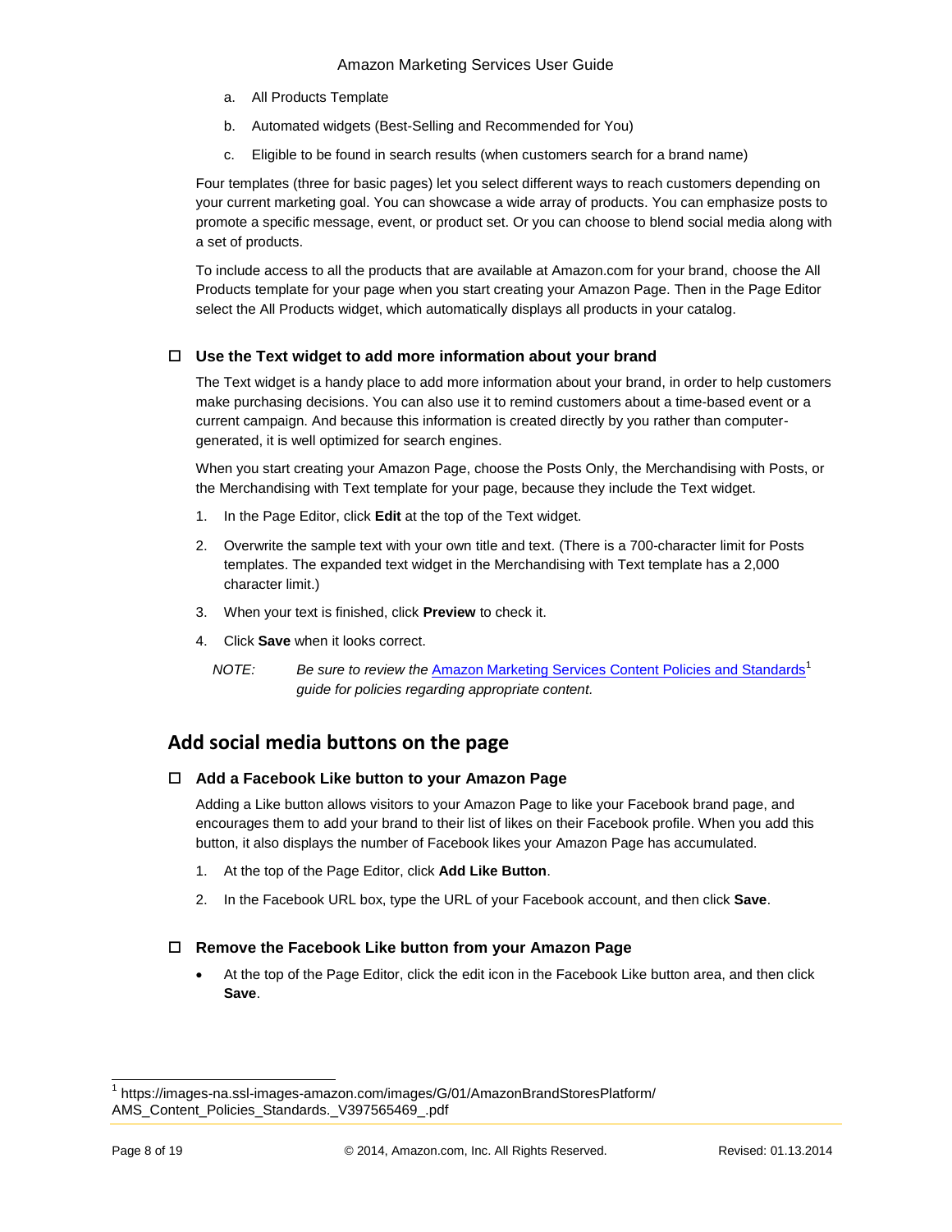a. All Products Template

b. Automated widgets (Best-Selling and Recommended for You)

c. Eligible to be found in search results (when customers search for a brand name)

Four templates (three for basic pages) let you select different ways to reach customers depending on your current marketing goal. You can showcase a wide array of products. You can emphasize posts to promote a specific message, event, or product set. Or you can choose to blend social media along with a set of products.

To include access to all the products that are available at Amazon.com for your brand, choose the All Products template for your page when you start creating your Amazon Page. Then in the Page Editor select the All Products widget, which automatically displays all products in your catalog.

### ☐ Use the Text widget to add more information about your brand

The Text widget is a handy place to add more information about your brand, in order to help customers make purchasing decisions. You can also use it to remind customers about a time-based event or a current campaign. And because this information is created directly by you rather than computer-generated, it is well optimized for search engines.

When you start creating your Amazon Page, choose the Posts Only, the Merchandising with Posts, or the Merchandising with Text template for your page, because they include the Text widget.

1. In the Page Editor, click **Edit** at the top of the Text widget.
2. Overwrite the sample text with your own title and text. (There is a 700-character limit for Posts templates. The expanded text widget in the Merchandising with Text template has a 2,000 character limit.)
3. When your text is finished, click **Preview** to check it.
4. Click **Save** when it looks correct.

*NOTE: Be sure to review the* Amazon Marketing Services Content Policies and Standards[1] *guide for policies regarding appropriate content.*

## Add social media buttons on the page

### ☐ Add a Facebook Like button to your Amazon Page

Adding a Like button allows visitors to your Amazon Page to like your Facebook brand page, and encourages them to add your brand to their list of likes on their Facebook profile. When you add this button, it also displays the number of Facebook likes your Amazon Page has accumulated.

1. At the top of the Page Editor, click **Add Like Button**.
2. In the Facebook URL box, type the URL of your Facebook account, and then click **Save**.

### ☐ Remove the Facebook Like button from your Amazon Page

- At the top of the Page Editor, click the edit icon in the Facebook Like button area, and then click **Save**.

[1] https://images-na.ssl-images-amazon.com/images/G/01/AmazonBrandStoresPlatform/AMS_Content_Policies_Standards._V397565469_.pdf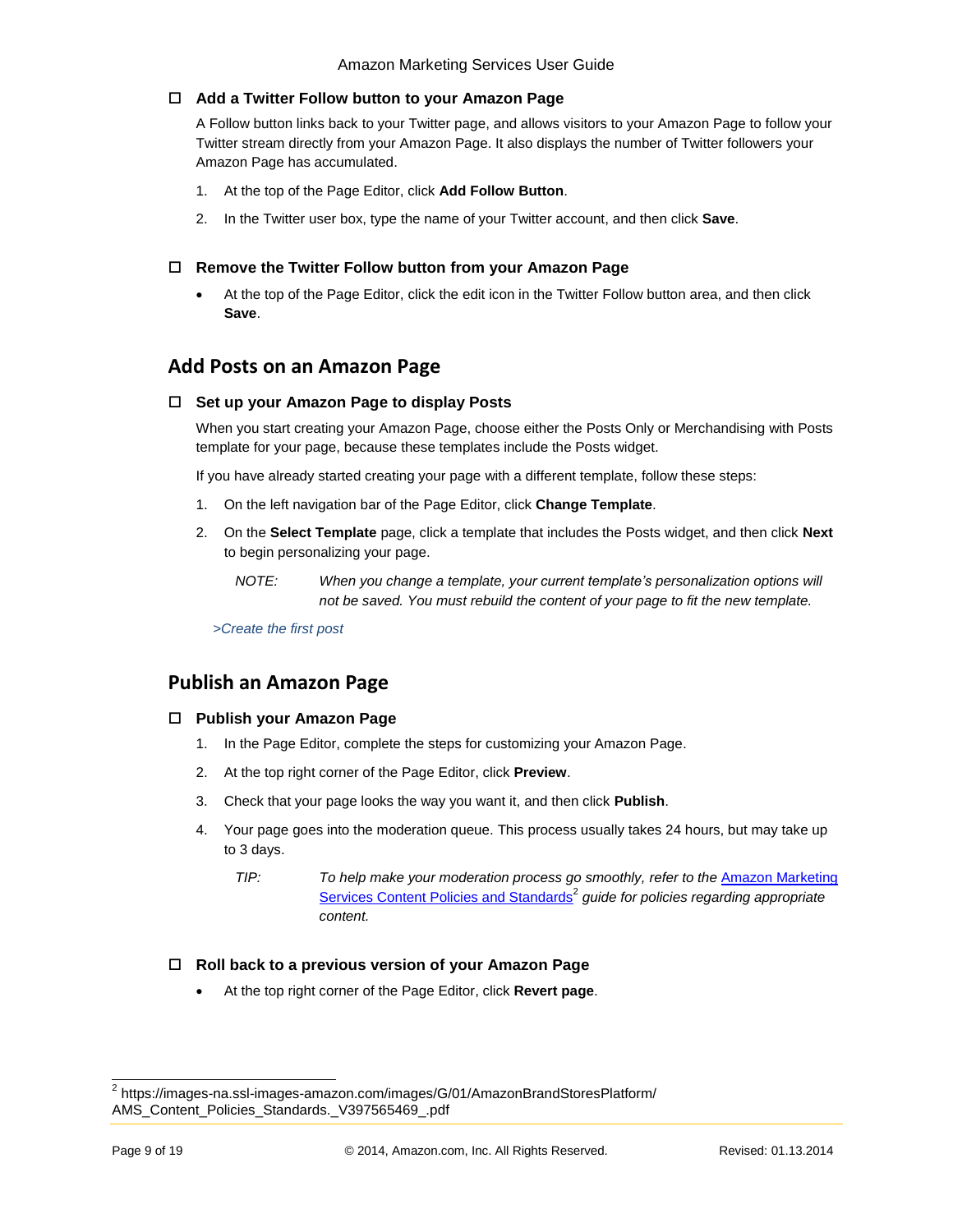- ☐ **Add a Twitter Follow button to your Amazon Page**

  A Follow button links back to your Twitter page, and allows visitors to your Amazon Page to follow your Twitter stream directly from your Amazon Page. It also displays the number of Twitter followers your Amazon Page has accumulated.

  1. At the top of the Page Editor, click **Add Follow Button**.
  2. In the Twitter user box, type the name of your Twitter account, and then click **Save**.

- ☐ **Remove the Twitter Follow button from your Amazon Page**

  - At the top of the Page Editor, click the edit icon in the Twitter Follow button area, and then click **Save**.

## Add Posts on an Amazon Page

- ☐ **Set up your Amazon Page to display Posts**

  When you start creating your Amazon Page, choose either the Posts Only or Merchandising with Posts template for your page, because these templates include the Posts widget.

  If you have already started creating your page with a different template, follow these steps:

  1. On the left navigation bar of the Page Editor, click **Change Template**.
  2. On the **Select Template** page, click a template that includes the Posts widget, and then click **Next** to begin personalizing your page.

     *NOTE: When you change a template, your current template's personalization options will not be saved. You must rebuild the content of your page to fit the new template.*

  *>Create the first post*

## Publish an Amazon Page

- ☐ **Publish your Amazon Page**

  1. In the Page Editor, complete the steps for customizing your Amazon Page.
  2. At the top right corner of the Page Editor, click **Preview**.
  3. Check that your page looks the way you want it, and then click **Publish**.
  4. Your page goes into the moderation queue. This process usually takes 24 hours, but may take up to 3 days.

     *TIP: To help make your moderation process go smoothly, refer to the Amazon Marketing Services Content Policies and Standards[2] guide for policies regarding appropriate content.*

- ☐ **Roll back to a previous version of your Amazon Page**

  - At the top right corner of the Page Editor, click **Revert page**.

---

[2] https://images-na.ssl-images-amazon.com/images/G/01/AmazonBrandStoresPlatform/AMS_Content_Policies_Standards._V397565469_.pdf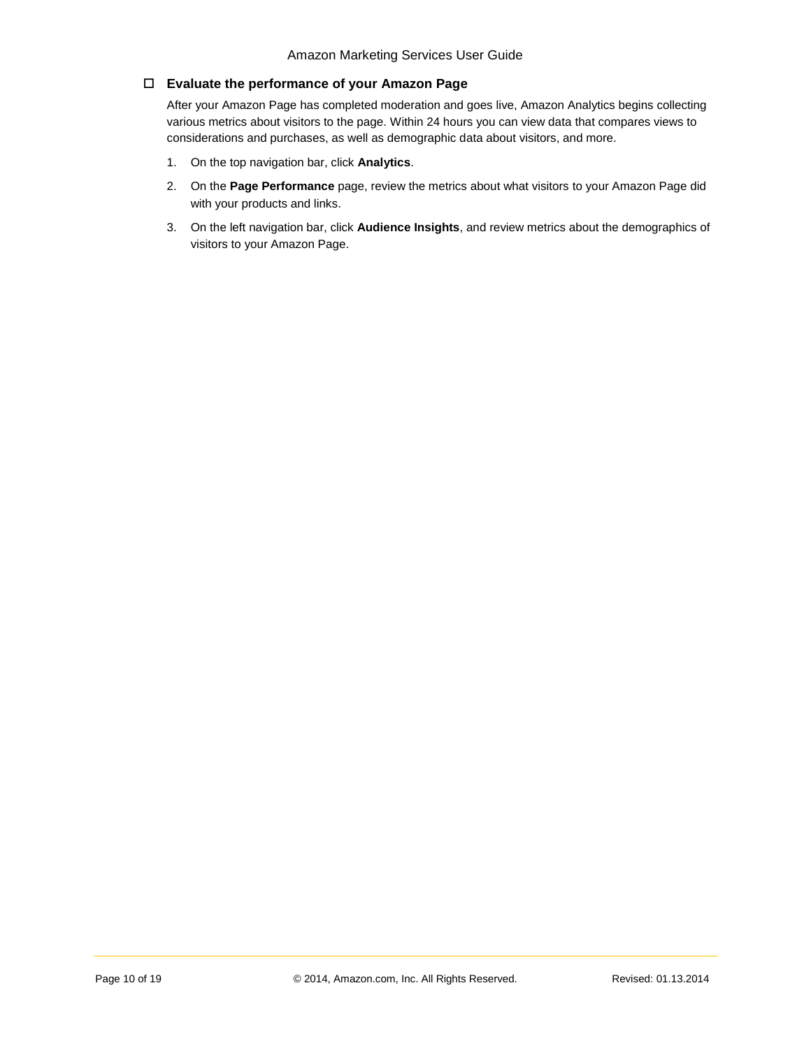### ☐ Evaluate the performance of your Amazon Page

After your Amazon Page has completed moderation and goes live, Amazon Analytics begins collecting various metrics about visitors to the page. Within 24 hours you can view data that compares views to considerations and purchases, as well as demographic data about visitors, and more.

1. On the top navigation bar, click **Analytics**.
2. On the **Page Performance** page, review the metrics about what visitors to your Amazon Page did with your products and links.
3. On the left navigation bar, click **Audience Insights**, and review metrics about the demographics of visitors to your Amazon Page.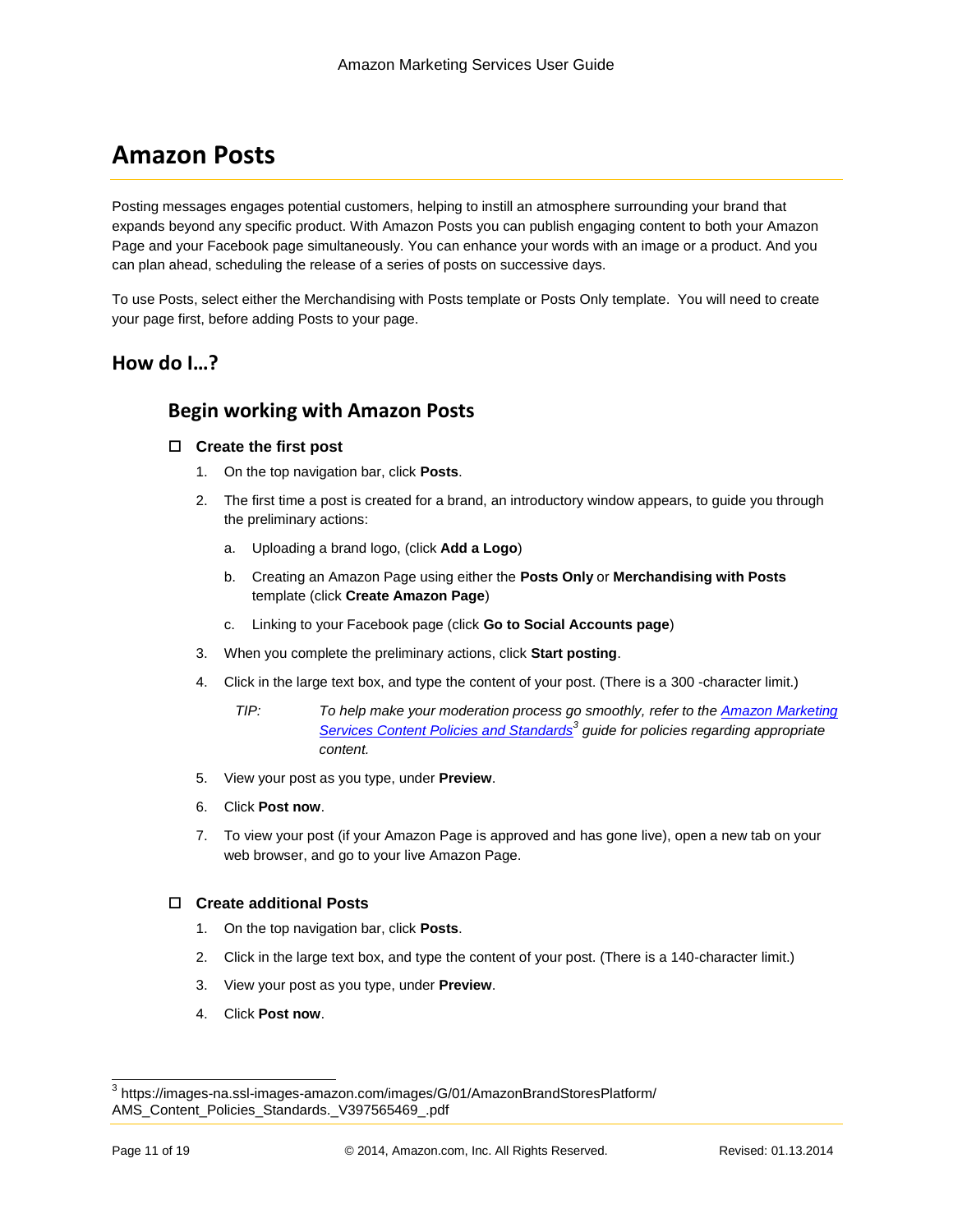# Amazon Posts

Posting messages engages potential customers, helping to instill an atmosphere surrounding your brand that expands beyond any specific product. With Amazon Posts you can publish engaging content to both your Amazon Page and your Facebook page simultaneously. You can enhance your words with an image or a product. And you can plan ahead, scheduling the release of a series of posts on successive days.

To use Posts, select either the Merchandising with Posts template or Posts Only template. You will need to create your page first, before adding Posts to your page.

## How do I…?

### Begin working with Amazon Posts

- ☐ **Create the first post**

1. On the top navigation bar, click **Posts**.
2. The first time a post is created for a brand, an introductory window appears, to guide you through the preliminary actions:
   a. Uploading a brand logo, (click **Add a Logo**)
   b. Creating an Amazon Page using either the **Posts Only** or **Merchandising with Posts** template (click **Create Amazon Page**)
   c. Linking to your Facebook page (click **Go to Social Accounts page**)
3. When you complete the preliminary actions, click **Start posting**.
4. Click in the large text box, and type the content of your post. (There is a 300 -character limit.)

   *TIP: To help make your moderation process go smoothly, refer to the Amazon Marketing Services Content Policies and Standards[3] guide for policies regarding appropriate content.*

5. View your post as you type, under **Preview**.
6. Click **Post now**.
7. To view your post (if your Amazon Page is approved and has gone live), open a new tab on your web browser, and go to your live Amazon Page.

- ☐ **Create additional Posts**

1. On the top navigation bar, click **Posts**.
2. Click in the large text box, and type the content of your post. (There is a 140-character limit.)
3. View your post as you type, under **Preview**.
4. Click **Post now**.

---

[3] https://images-na.ssl-images-amazon.com/images/G/01/AmazonBrandStoresPlatform/AMS_Content_Policies_Standards._V397565469_.pdf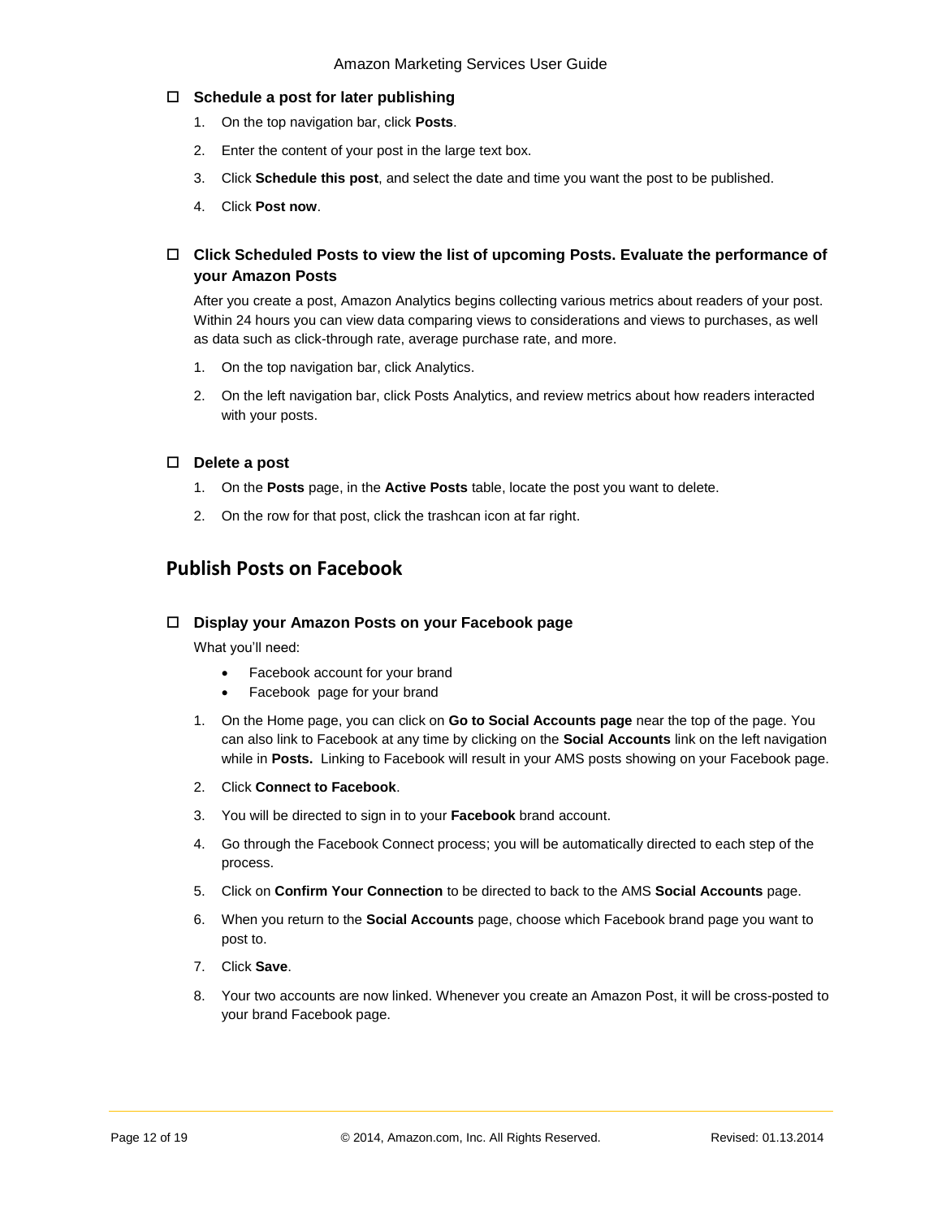- [ ] **Schedule a post for later publishing**

  1. On the top navigation bar, click **Posts**.
  2. Enter the content of your post in the large text box.
  3. Click **Schedule this post**, and select the date and time you want the post to be published.
  4. Click **Post now**.

- [ ] **Click Scheduled Posts to view the list of upcoming Posts. Evaluate the performance of your Amazon Posts**

  After you create a post, Amazon Analytics begins collecting various metrics about readers of your post. Within 24 hours you can view data comparing views to considerations and views to purchases, as well as data such as click-through rate, average purchase rate, and more.

  1. On the top navigation bar, click Analytics.
  2. On the left navigation bar, click Posts Analytics, and review metrics about how readers interacted with your posts.

- [ ] **Delete a post**

  1. On the **Posts** page, in the **Active Posts** table, locate the post you want to delete.
  2. On the row for that post, click the trashcan icon at far right.

## Publish Posts on Facebook

- [ ] **Display your Amazon Posts on your Facebook page**

  What you'll need:

  - Facebook account for your brand
  - Facebook page for your brand

  1. On the Home page, you can click on **Go to Social Accounts page** near the top of the page. You can also link to Facebook at any time by clicking on the **Social Accounts** link on the left navigation while in **Posts.** Linking to Facebook will result in your AMS posts showing on your Facebook page.
  2. Click **Connect to Facebook**.
  3. You will be directed to sign in to your **Facebook** brand account.
  4. Go through the Facebook Connect process; you will be automatically directed to each step of the process.
  5. Click on **Confirm Your Connection** to be directed to back to the AMS **Social Accounts** page.
  6. When you return to the **Social Accounts** page, choose which Facebook brand page you want to post to.
  7. Click **Save**.
  8. Your two accounts are now linked. Whenever you create an Amazon Post, it will be cross-posted to your brand Facebook page.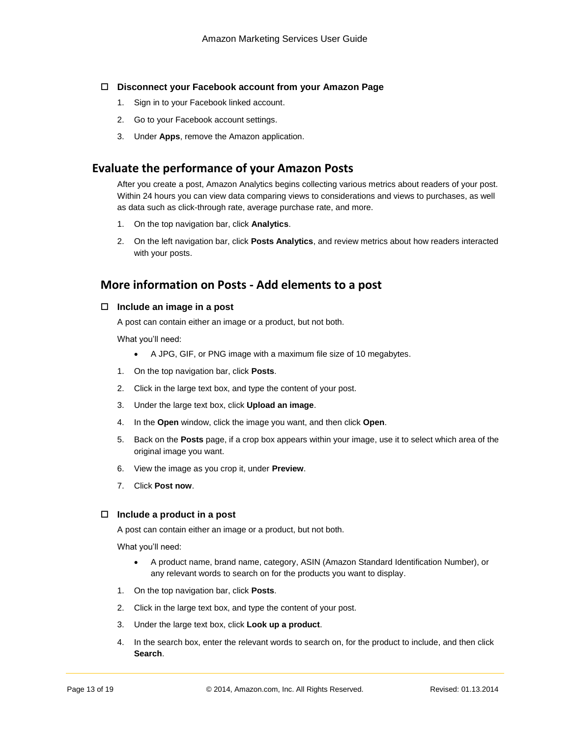### ☐ Disconnect your Facebook account from your Amazon Page

1. Sign in to your Facebook linked account.
2. Go to your Facebook account settings.
3. Under **Apps**, remove the Amazon application.

## Evaluate the performance of your Amazon Posts

After you create a post, Amazon Analytics begins collecting various metrics about readers of your post. Within 24 hours you can view data comparing views to considerations and views to purchases, as well as data such as click-through rate, average purchase rate, and more.

1. On the top navigation bar, click **Analytics**.
2. On the left navigation bar, click **Posts Analytics**, and review metrics about how readers interacted with your posts.

## More information on Posts - Add elements to a post

### ☐ Include an image in a post

A post can contain either an image or a product, but not both.

What you'll need:

- A JPG, GIF, or PNG image with a maximum file size of 10 megabytes.

1. On the top navigation bar, click **Posts**.
2. Click in the large text box, and type the content of your post.
3. Under the large text box, click **Upload an image**.
4. In the **Open** window, click the image you want, and then click **Open**.
5. Back on the **Posts** page, if a crop box appears within your image, use it to select which area of the original image you want.
6. View the image as you crop it, under **Preview**.
7. Click **Post now**.

### ☐ Include a product in a post

A post can contain either an image or a product, but not both.

What you'll need:

- A product name, brand name, category, ASIN (Amazon Standard Identification Number), or any relevant words to search on for the products you want to display.

1. On the top navigation bar, click **Posts**.
2. Click in the large text box, and type the content of your post.
3. Under the large text box, click **Look up a product**.
4. In the search box, enter the relevant words to search on, for the product to include, and then click **Search**.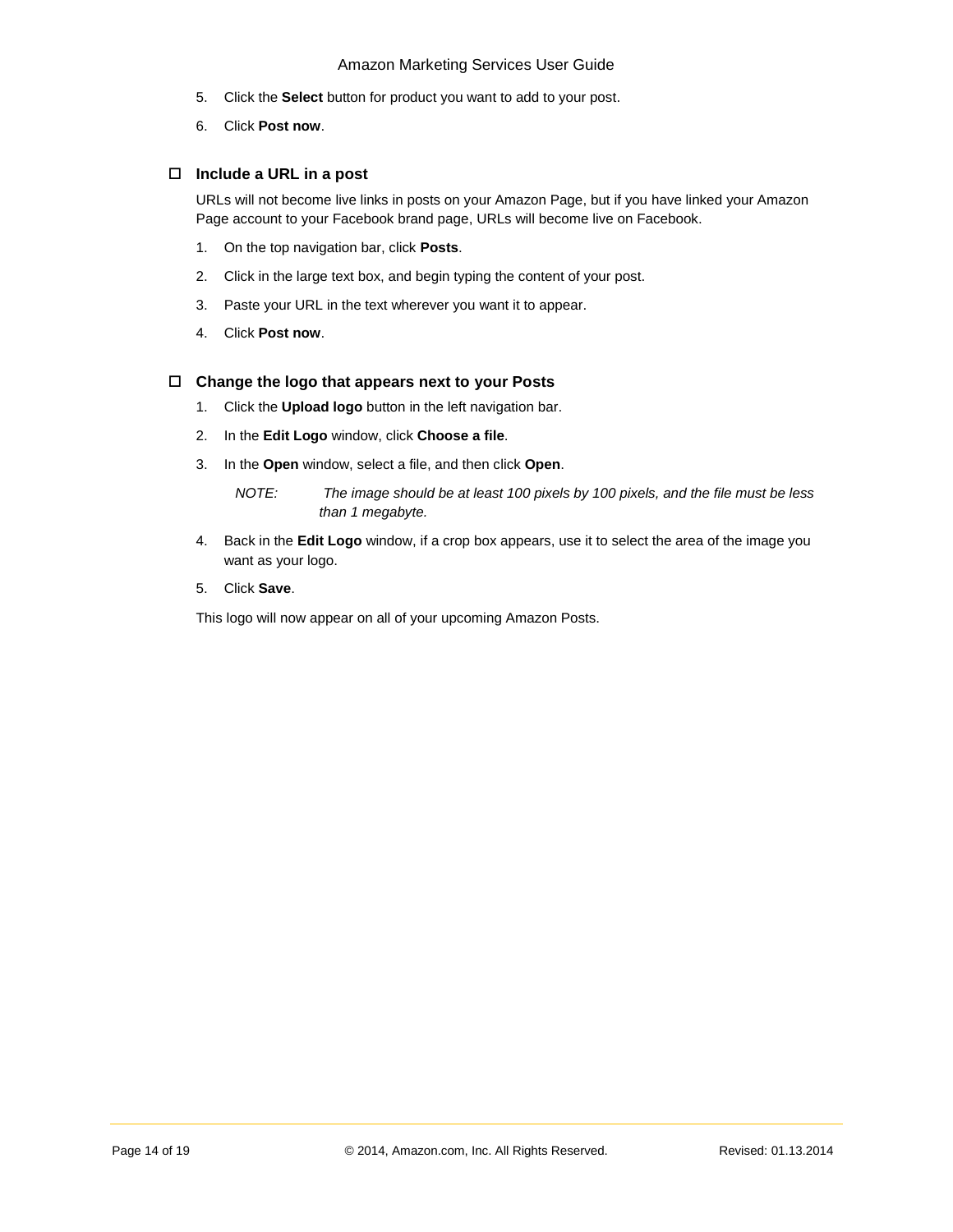5. Click the **Select** button for product you want to add to your post.
6. Click **Post now**.

### ☐ Include a URL in a post

URLs will not become live links in posts on your Amazon Page, but if you have linked your Amazon Page account to your Facebook brand page, URLs will become live on Facebook.

1. On the top navigation bar, click **Posts**.
2. Click in the large text box, and begin typing the content of your post.
3. Paste your URL in the text wherever you want it to appear.
4. Click **Post now**.

### ☐ Change the logo that appears next to your Posts

1. Click the **Upload logo** button in the left navigation bar.
2. In the **Edit Logo** window, click **Choose a file**.
3. In the **Open** window, select a file, and then click **Open**.

   *NOTE: The image should be at least 100 pixels by 100 pixels, and the file must be less than 1 megabyte.*

4. Back in the **Edit Logo** window, if a crop box appears, use it to select the area of the image you want as your logo.
5. Click **Save**.

This logo will now appear on all of your upcoming Amazon Posts.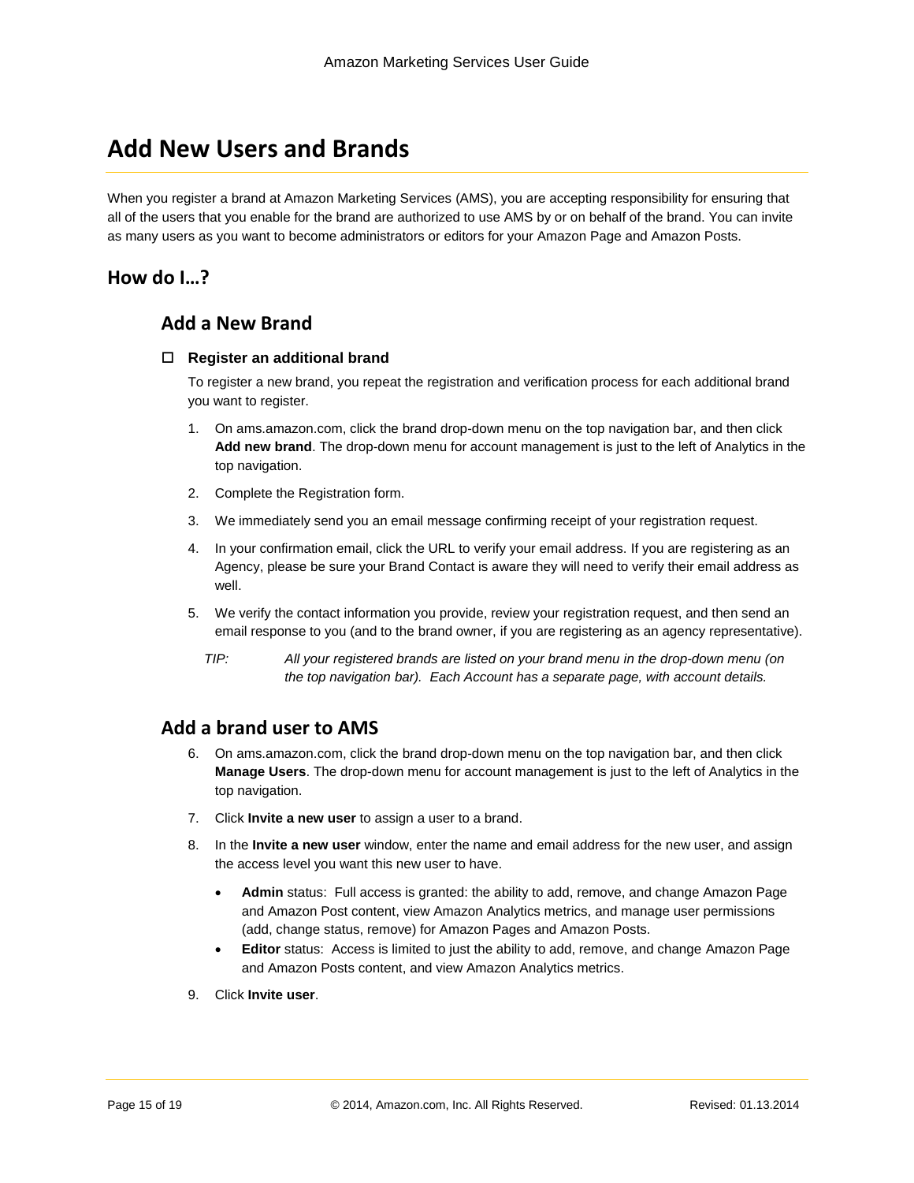# Add New Users and Brands

When you register a brand at Amazon Marketing Services (AMS), you are accepting responsibility for ensuring that all of the users that you enable for the brand are authorized to use AMS by or on behalf of the brand. You can invite as many users as you want to become administrators or editors for your Amazon Page and Amazon Posts.

## How do I…?

### Add a New Brand

- ☐ **Register an additional brand**

  To register a new brand, you repeat the registration and verification process for each additional brand you want to register.

1. On ams.amazon.com, click the brand drop-down menu on the top navigation bar, and then click **Add new brand**. The drop-down menu for account management is just to the left of Analytics in the top navigation.
2. Complete the Registration form.
3. We immediately send you an email message confirming receipt of your registration request.
4. In your confirmation email, click the URL to verify your email address. If you are registering as an Agency, please be sure your Brand Contact is aware they will need to verify their email address as well.
5. We verify the contact information you provide, review your registration request, and then send an email response to you (and to the brand owner, if you are registering as an agency representative).

*TIP:* *All your registered brands are listed on your brand menu in the drop-down menu (on the top navigation bar). Each Account has a separate page, with account details.*

### Add a brand user to AMS

6. On ams.amazon.com, click the brand drop-down menu on the top navigation bar, and then click **Manage Users**. The drop-down menu for account management is just to the left of Analytics in the top navigation.
7. Click **Invite a new user** to assign a user to a brand.
8. In the **Invite a new user** window, enter the name and email address for the new user, and assign the access level you want this new user to have.
   - **Admin** status: Full access is granted: the ability to add, remove, and change Amazon Page and Amazon Post content, view Amazon Analytics metrics, and manage user permissions (add, change status, remove) for Amazon Pages and Amazon Posts.
   - **Editor** status: Access is limited to just the ability to add, remove, and change Amazon Page and Amazon Posts content, and view Amazon Analytics metrics.
9. Click **Invite user**.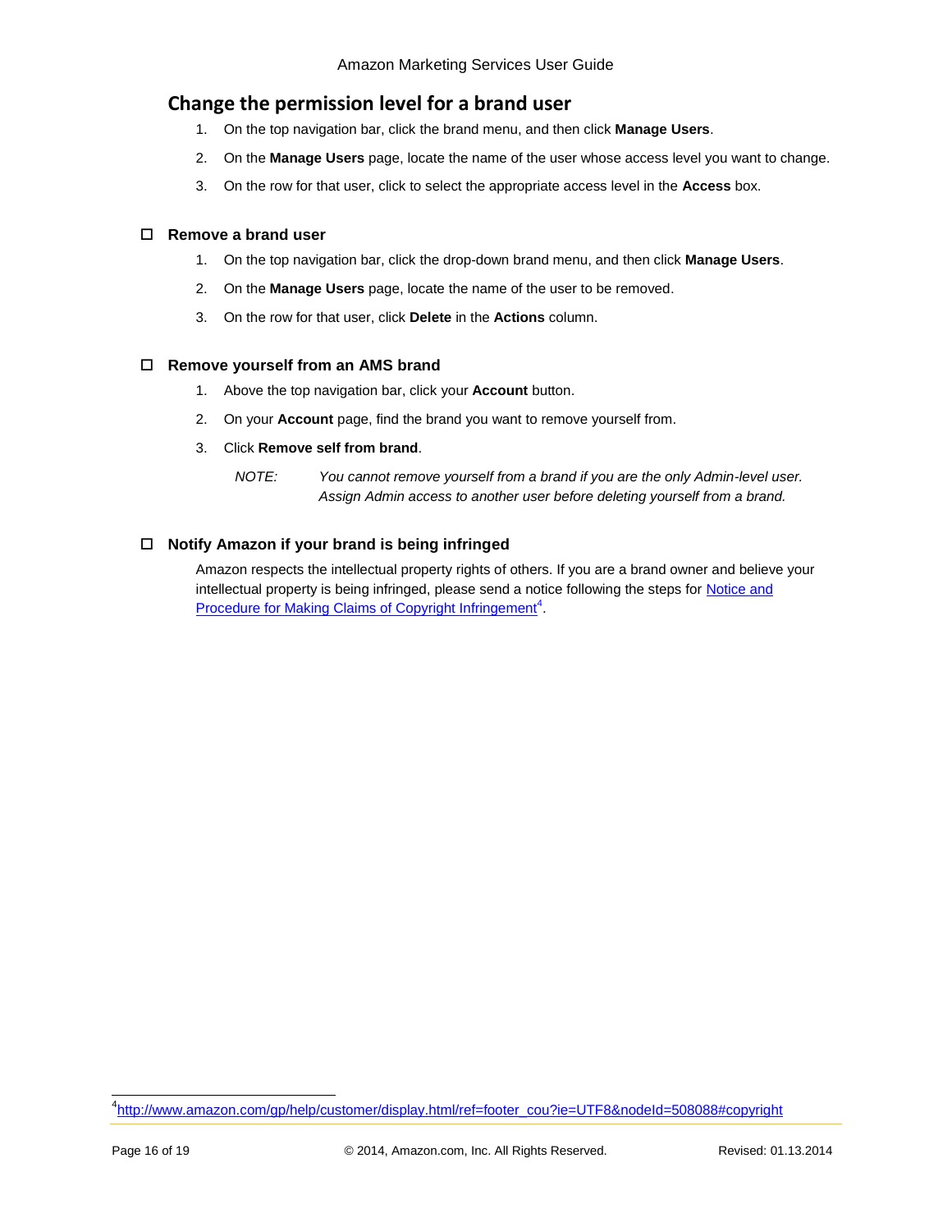## Change the permission level for a brand user

1. On the top navigation bar, click the brand menu, and then click **Manage Users**.
2. On the **Manage Users** page, locate the name of the user whose access level you want to change.
3. On the row for that user, click to select the appropriate access level in the **Access** box.

### ☐ Remove a brand user

1. On the top navigation bar, click the drop-down brand menu, and then click **Manage Users**.
2. On the **Manage Users** page, locate the name of the user to be removed.
3. On the row for that user, click **Delete** in the **Actions** column.

### ☐ Remove yourself from an AMS brand

1. Above the top navigation bar, click your **Account** button.
2. On your **Account** page, find the brand you want to remove yourself from.
3. Click **Remove self from brand**.

   *NOTE: You cannot remove yourself from a brand if you are the only Admin-level user. Assign Admin access to another user before deleting yourself from a brand.*

### ☐ Notify Amazon if your brand is being infringed

Amazon respects the intellectual property rights of others. If you are a brand owner and believe your intellectual property is being infringed, please send a notice following the steps for [Notice and Procedure for Making Claims of Copyright Infringement](http://www.amazon.com/gp/help/customer/display.html/ref=footer_cou?ie=UTF8&nodeId=508088#copyright)[4].

---

[4] http://www.amazon.com/gp/help/customer/display.html/ref=footer_cou?ie=UTF8&nodeId=508088#copyright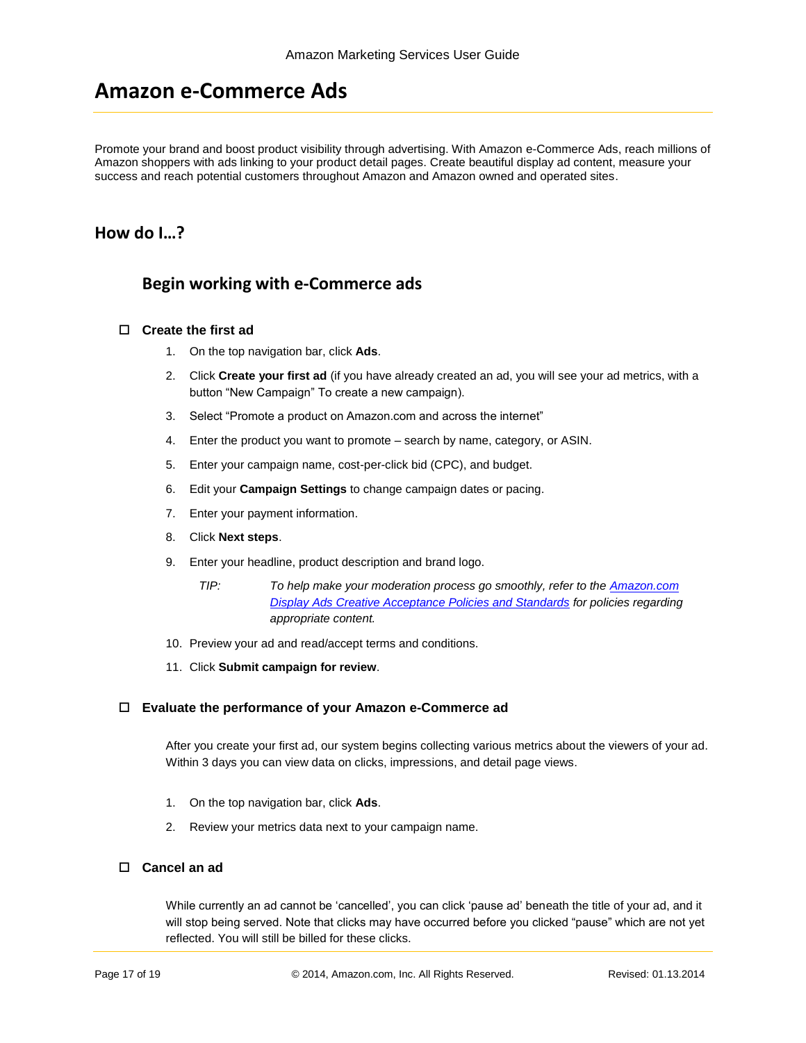# Amazon e-Commerce Ads

Promote your brand and boost product visibility through advertising. With Amazon e-Commerce Ads, reach millions of Amazon shoppers with ads linking to your product detail pages. Create beautiful display ad content, measure your success and reach potential customers throughout Amazon and Amazon owned and operated sites.

## How do I…?

### Begin working with e-Commerce ads

☐ **Create the first ad**

1. On the top navigation bar, click **Ads**.
2. Click **Create your first ad** (if you have already created an ad, you will see your ad metrics, with a button "New Campaign" To create a new campaign).
3. Select "Promote a product on Amazon.com and across the internet"
4. Enter the product you want to promote – search by name, category, or ASIN.
5. Enter your campaign name, cost-per-click bid (CPC), and budget.
6. Edit your **Campaign Settings** to change campaign dates or pacing.
7. Enter your payment information.
8. Click **Next steps**.
9. Enter your headline, product description and brand logo.

   *TIP: To help make your moderation process go smoothly, refer to the Amazon.com Display Ads Creative Acceptance Policies and Standards for policies regarding appropriate content.*

10. Preview your ad and read/accept terms and conditions.
11. Click **Submit campaign for review**.

☐ **Evaluate the performance of your Amazon e-Commerce ad**

After you create your first ad, our system begins collecting various metrics about the viewers of your ad. Within 3 days you can view data on clicks, impressions, and detail page views.

1. On the top navigation bar, click **Ads**.
2. Review your metrics data next to your campaign name.

☐ **Cancel an ad**

While currently an ad cannot be 'cancelled', you can click 'pause ad' beneath the title of your ad, and it will stop being served. Note that clicks may have occurred before you clicked "pause" which are not yet reflected. You will still be billed for these clicks.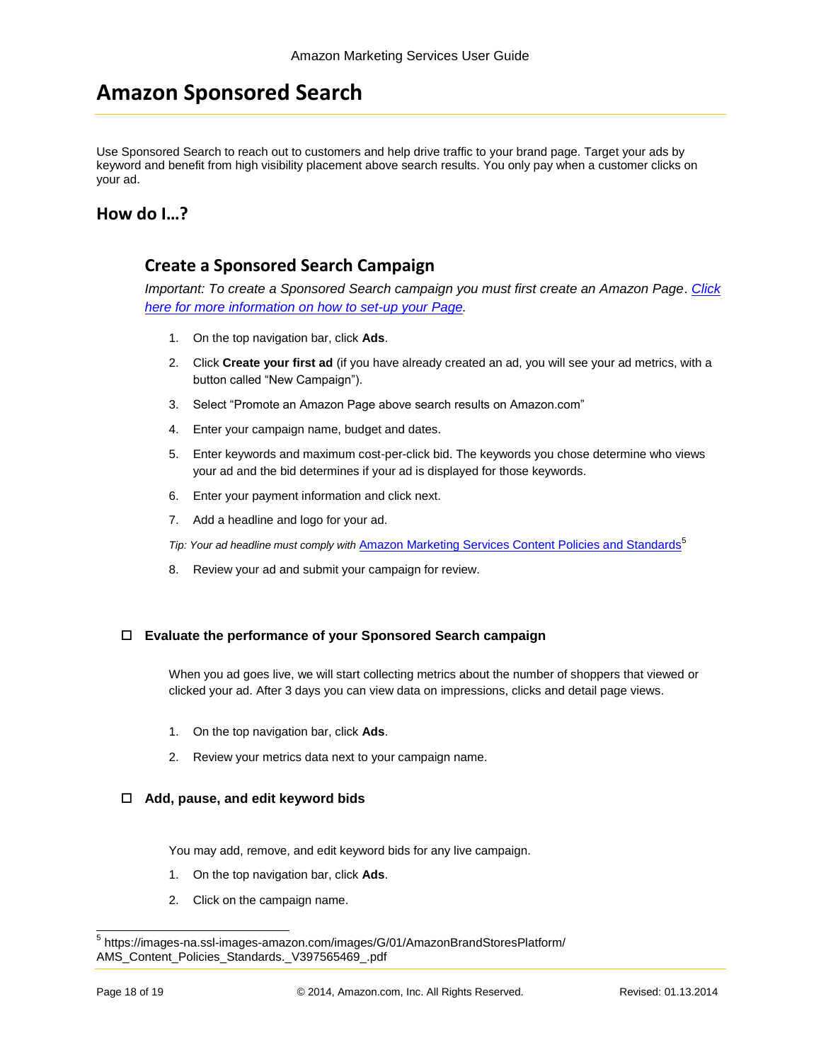# Amazon Sponsored Search

Use Sponsored Search to reach out to customers and help drive traffic to your brand page. Target your ads by keyword and benefit from high visibility placement above search results. You only pay when a customer clicks on your ad.

## How do I…?

### Create a Sponsored Search Campaign

*Important: To create a Sponsored Search campaign you must first create an Amazon Page*. *[Click here for more information on how to set-up your Page](#).*

1. On the top navigation bar, click **Ads**.
2. Click **Create your first ad** (if you have already created an ad, you will see your ad metrics, with a button called "New Campaign").
3. Select "Promote an Amazon Page above search results on Amazon.com"
4. Enter your campaign name, budget and dates.
5. Enter keywords and maximum cost-per-click bid. The keywords you chose determine who views your ad and the bid determines if your ad is displayed for those keywords.
6. Enter your payment information and click next.
7. Add a headline and logo for your ad.

*Tip: Your ad headline must comply with* [Amazon Marketing Services Content Policies and Standards](#)[5]

8. Review your ad and submit your campaign for review.

### ☐ Evaluate the performance of your Sponsored Search campaign

When you ad goes live, we will start collecting metrics about the number of shoppers that viewed or clicked your ad. After 3 days you can view data on impressions, clicks and detail page views.

1. On the top navigation bar, click **Ads**.
2. Review your metrics data next to your campaign name.

### ☐ Add, pause, and edit keyword bids

You may add, remove, and edit keyword bids for any live campaign.

1. On the top navigation bar, click **Ads**.
2. Click on the campaign name.

---

[5] https://images-na.ssl-images-amazon.com/images/G/01/AmazonBrandStoresPlatform/AMS_Content_Policies_Standards._V397565469_.pdf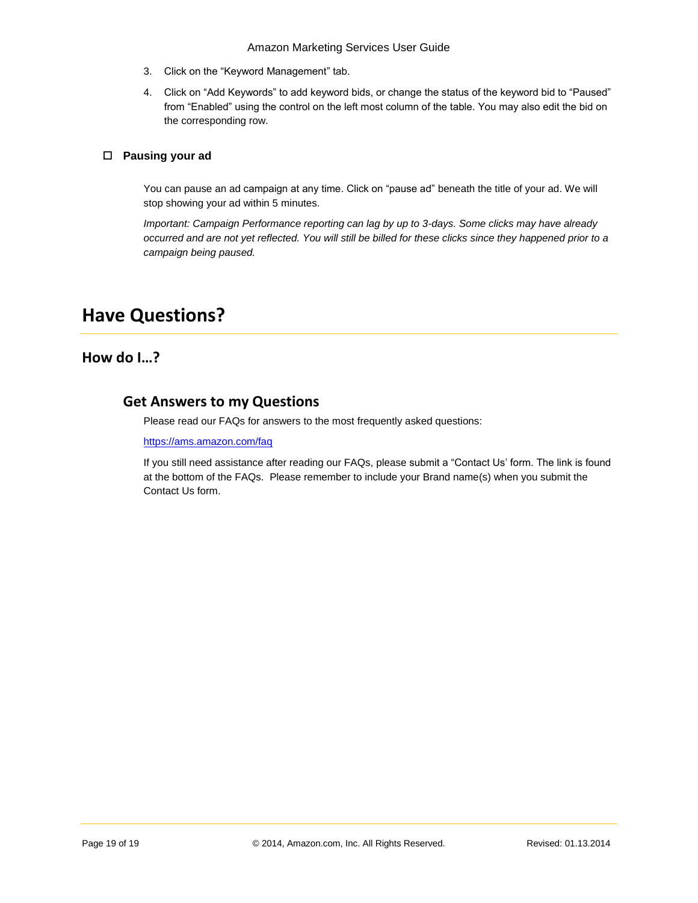3. Click on the “Keyword Management” tab.
4. Click on “Add Keywords” to add keyword bids, or change the status of the keyword bid to “Paused” from “Enabled” using the control on the left most column of the table. You may also edit the bid on the corresponding row.

- ☐ **Pausing your ad**

You can pause an ad campaign at any time. Click on “pause ad” beneath the title of your ad. We will stop showing your ad within 5 minutes.

*Important: Campaign Performance reporting can lag by up to 3-days. Some clicks may have already occurred and are not yet reflected. You will still be billed for these clicks since they happened prior to a campaign being paused.*

# Have Questions?

## How do I…?

### Get Answers to my Questions

Please read our FAQs for answers to the most frequently asked questions:

https://ams.amazon.com/faq

If you still need assistance after reading our FAQs, please submit a “Contact Us’ form. The link is found at the bottom of the FAQs.  Please remember to include your Brand name(s) when you submit the Contact Us form.